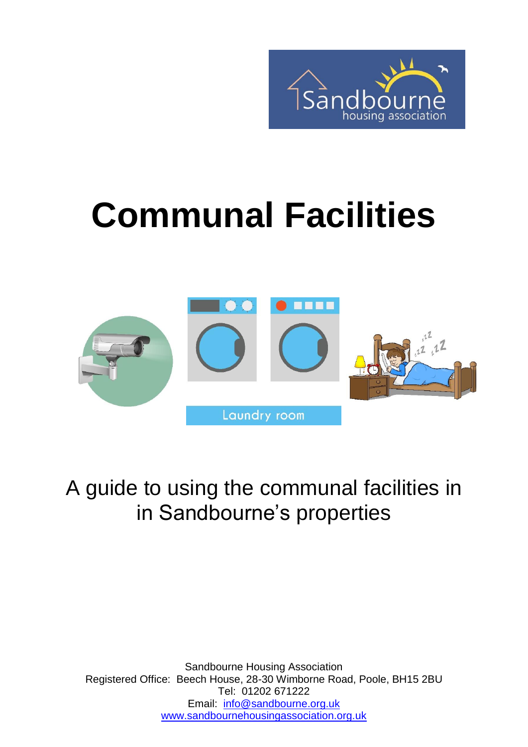# Communal Facilities

A guide to using the communal facilities in in Sandbourne's properties

Sandbourne Housing Association
Registered Office: Beech House, 28-30 Wimborne Road, Poole, BH15 2BU
Tel: 01202 671222
Email: info@sandbourne.org.uk
www.sandbournehousingassociation.org.uk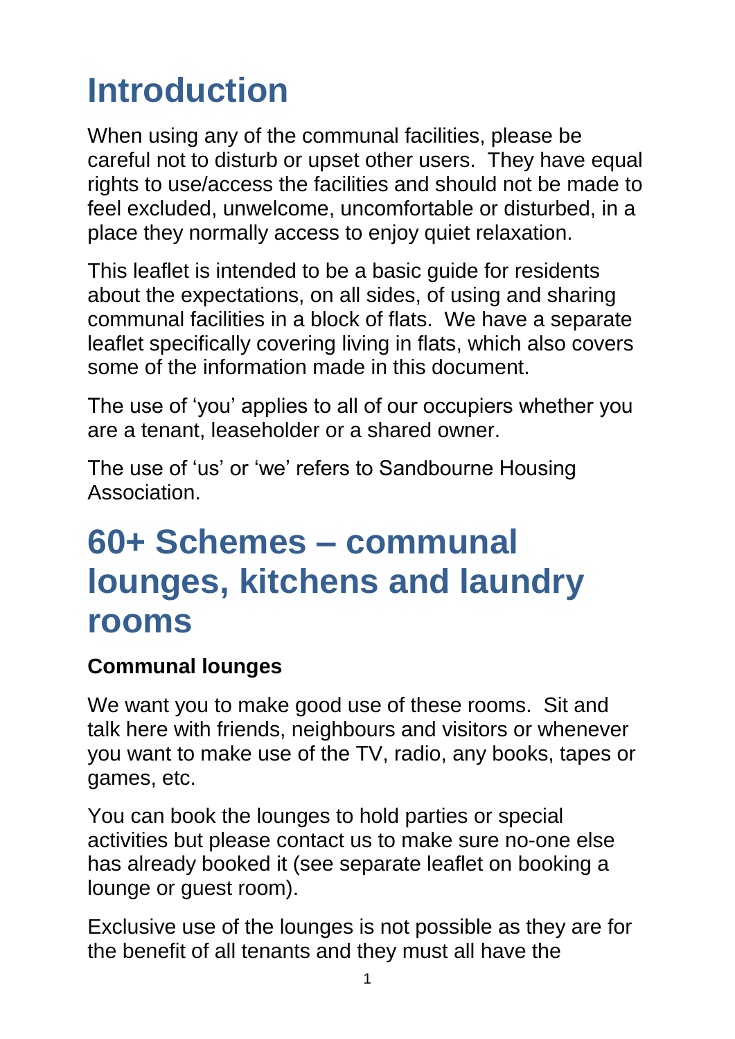# Introduction

When using any of the communal facilities, please be careful not to disturb or upset other users. They have equal rights to use/access the facilities and should not be made to feel excluded, unwelcome, uncomfortable or disturbed, in a place they normally access to enjoy quiet relaxation.

This leaflet is intended to be a basic guide for residents about the expectations, on all sides, of using and sharing communal facilities in a block of flats. We have a separate leaflet specifically covering living in flats, which also covers some of the information made in this document.

The use of 'you' applies to all of our occupiers whether you are a tenant, leaseholder or a shared owner.

The use of 'us' or 'we' refers to Sandbourne Housing Association.

# 60+ Schemes – communal lounges, kitchens and laundry rooms

**Communal lounges**

We want you to make good use of these rooms. Sit and talk here with friends, neighbours and visitors or whenever you want to make use of the TV, radio, any books, tapes or games, etc.

You can book the lounges to hold parties or special activities but please contact us to make sure no-one else has already booked it (see separate leaflet on booking a lounge or guest room).

Exclusive use of the lounges is not possible as they are for the benefit of all tenants and they must all have the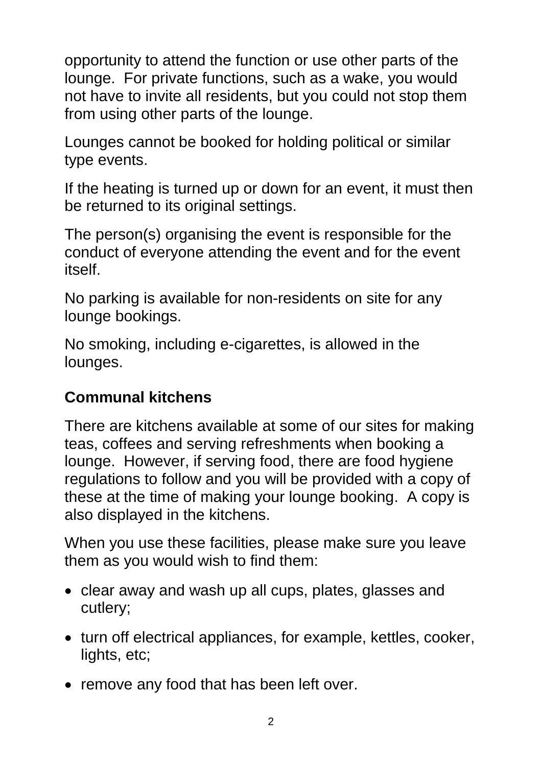opportunity to attend the function or use other parts of the lounge. For private functions, such as a wake, you would not have to invite all residents, but you could not stop them from using other parts of the lounge.

Lounges cannot be booked for holding political or similar type events.

If the heating is turned up or down for an event, it must then be returned to its original settings.

The person(s) organising the event is responsible for the conduct of everyone attending the event and for the event itself.

No parking is available for non-residents on site for any lounge bookings.

No smoking, including e-cigarettes, is allowed in the lounges.

## Communal kitchens

There are kitchens available at some of our sites for making teas, coffees and serving refreshments when booking a lounge. However, if serving food, there are food hygiene regulations to follow and you will be provided with a copy of these at the time of making your lounge booking. A copy is also displayed in the kitchens.

When you use these facilities, please make sure you leave them as you would wish to find them:

- clear away and wash up all cups, plates, glasses and cutlery;
- turn off electrical appliances, for example, kettles, cooker, lights, etc;
- remove any food that has been left over.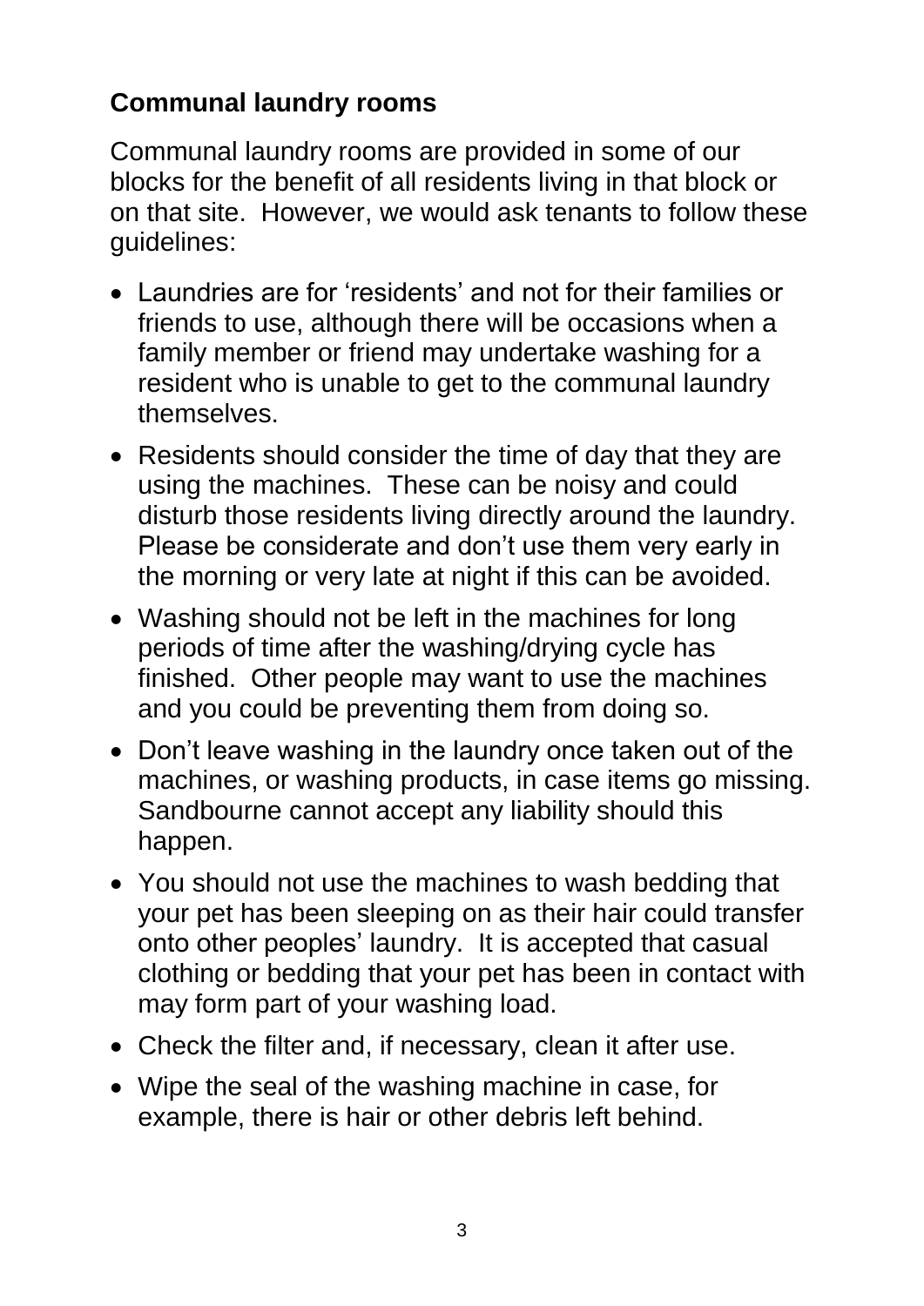## Communal laundry rooms

Communal laundry rooms are provided in some of our blocks for the benefit of all residents living in that block or on that site. However, we would ask tenants to follow these guidelines:

- Laundries are for 'residents' and not for their families or friends to use, although there will be occasions when a family member or friend may undertake washing for a resident who is unable to get to the communal laundry themselves.
- Residents should consider the time of day that they are using the machines. These can be noisy and could disturb those residents living directly around the laundry. Please be considerate and don't use them very early in the morning or very late at night if this can be avoided.
- Washing should not be left in the machines for long periods of time after the washing/drying cycle has finished. Other people may want to use the machines and you could be preventing them from doing so.
- Don't leave washing in the laundry once taken out of the machines, or washing products, in case items go missing. Sandbourne cannot accept any liability should this happen.
- You should not use the machines to wash bedding that your pet has been sleeping on as their hair could transfer onto other peoples' laundry. It is accepted that casual clothing or bedding that your pet has been in contact with may form part of your washing load.
- Check the filter and, if necessary, clean it after use.
- Wipe the seal of the washing machine in case, for example, there is hair or other debris left behind.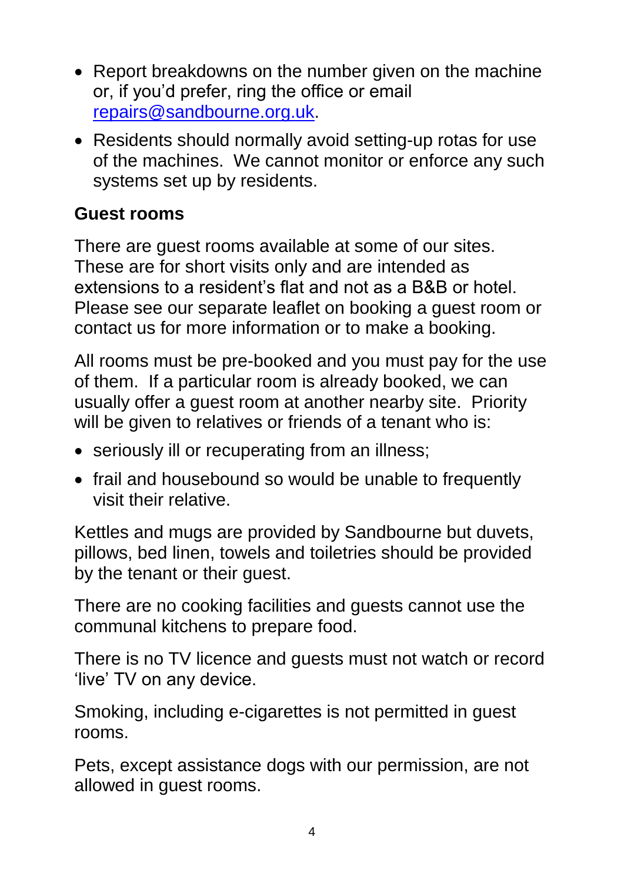- Report breakdowns on the number given on the machine or, if you'd prefer, ring the office or email [repairs@sandbourne.org.uk](mailto:repairs@sandbourne.org.uk).
- Residents should normally avoid setting-up rotas for use of the machines. We cannot monitor or enforce any such systems set up by residents.

## Guest rooms

There are guest rooms available at some of our sites. These are for short visits only and are intended as extensions to a resident's flat and not as a B&B or hotel. Please see our separate leaflet on booking a guest room or contact us for more information or to make a booking.

All rooms must be pre-booked and you must pay for the use of them. If a particular room is already booked, we can usually offer a guest room at another nearby site. Priority will be given to relatives or friends of a tenant who is:

- seriously ill or recuperating from an illness;
- frail and housebound so would be unable to frequently visit their relative.

Kettles and mugs are provided by Sandbourne but duvets, pillows, bed linen, towels and toiletries should be provided by the tenant or their guest.

There are no cooking facilities and guests cannot use the communal kitchens to prepare food.

There is no TV licence and guests must not watch or record 'live' TV on any device.

Smoking, including e-cigarettes is not permitted in guest rooms.

Pets, except assistance dogs with our permission, are not allowed in guest rooms.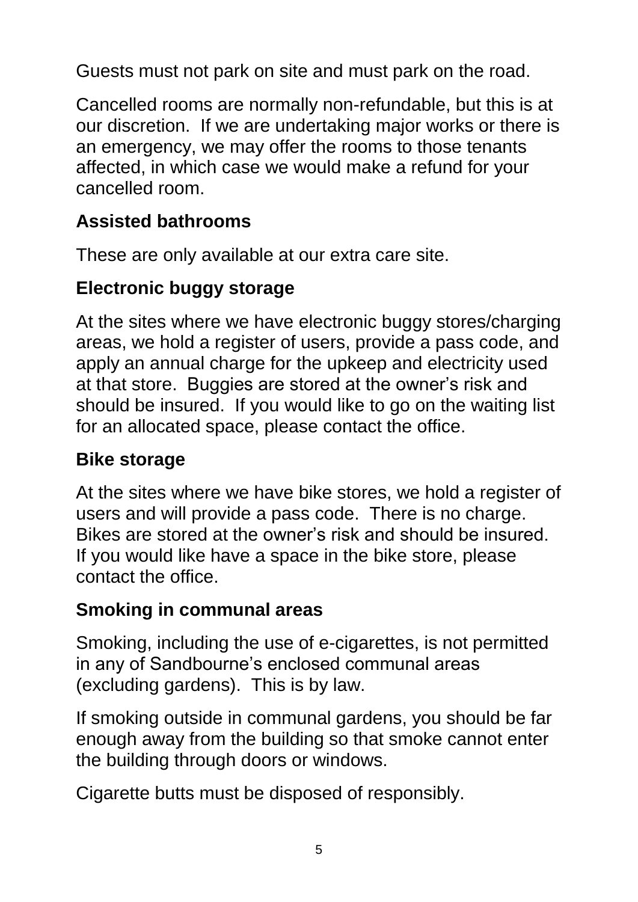Guests must not park on site and must park on the road.

Cancelled rooms are normally non-refundable, but this is at our discretion. If we are undertaking major works or there is an emergency, we may offer the rooms to those tenants affected, in which case we would make a refund for your cancelled room.

## Assisted bathrooms

These are only available at our extra care site.

## Electronic buggy storage

At the sites where we have electronic buggy stores/charging areas, we hold a register of users, provide a pass code, and apply an annual charge for the upkeep and electricity used at that store. Buggies are stored at the owner's risk and should be insured. If you would like to go on the waiting list for an allocated space, please contact the office.

## Bike storage

At the sites where we have bike stores, we hold a register of users and will provide a pass code. There is no charge. Bikes are stored at the owner's risk and should be insured. If you would like have a space in the bike store, please contact the office.

## Smoking in communal areas

Smoking, including the use of e-cigarettes, is not permitted in any of Sandbourne's enclosed communal areas (excluding gardens). This is by law.

If smoking outside in communal gardens, you should be far enough away from the building so that smoke cannot enter the building through doors or windows.

Cigarette butts must be disposed of responsibly.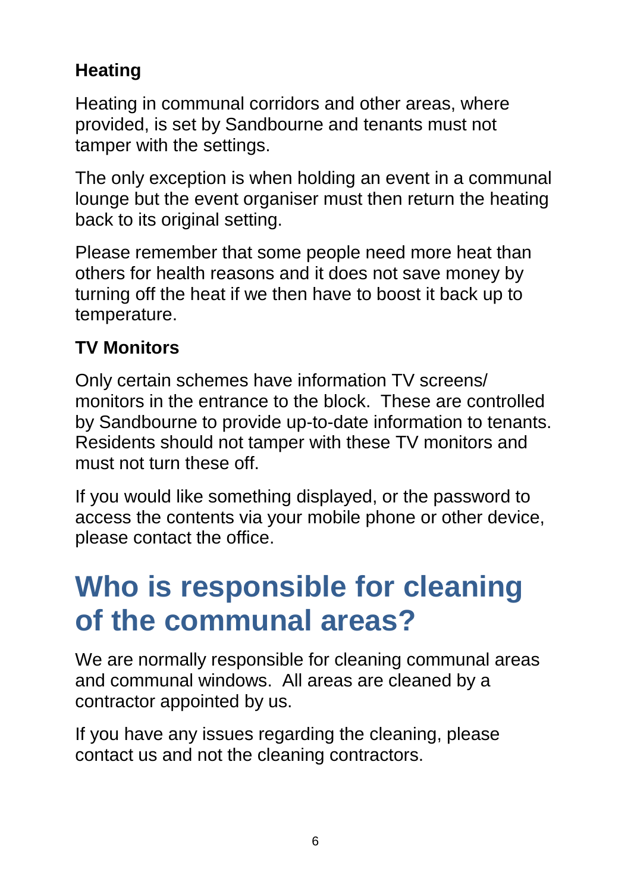### Heating

Heating in communal corridors and other areas, where provided, is set by Sandbourne and tenants must not tamper with the settings.

The only exception is when holding an event in a communal lounge but the event organiser must then return the heating back to its original setting.

Please remember that some people need more heat than others for health reasons and it does not save money by turning off the heat if we then have to boost it back up to temperature.

### TV Monitors

Only certain schemes have information TV screens/ monitors in the entrance to the block. These are controlled by Sandbourne to provide up-to-date information to tenants. Residents should not tamper with these TV monitors and must not turn these off.

If you would like something displayed, or the password to access the contents via your mobile phone or other device, please contact the office.

# Who is responsible for cleaning of the communal areas?

We are normally responsible for cleaning communal areas and communal windows. All areas are cleaned by a contractor appointed by us.

If you have any issues regarding the cleaning, please contact us and not the cleaning contractors.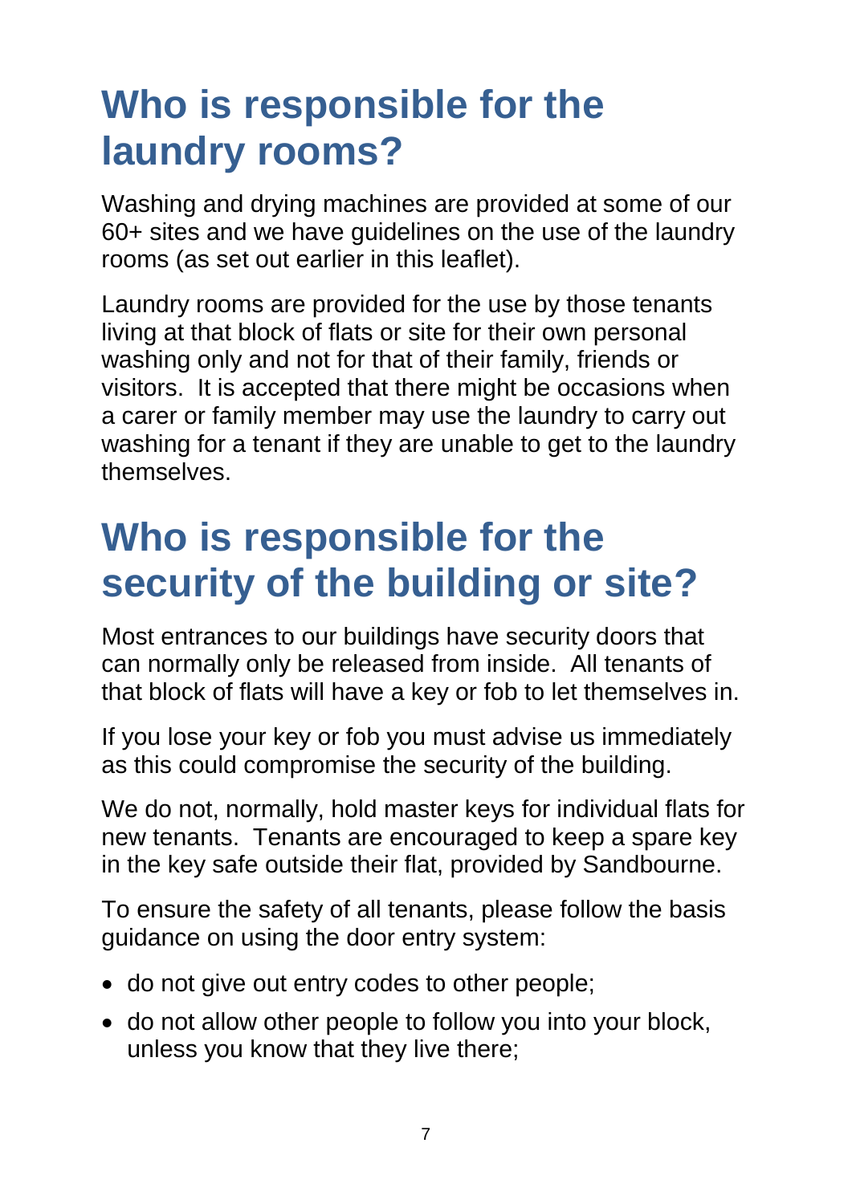# Who is responsible for the laundry rooms?

Washing and drying machines are provided at some of our 60+ sites and we have guidelines on the use of the laundry rooms (as set out earlier in this leaflet).

Laundry rooms are provided for the use by those tenants living at that block of flats or site for their own personal washing only and not for that of their family, friends or visitors. It is accepted that there might be occasions when a carer or family member may use the laundry to carry out washing for a tenant if they are unable to get to the laundry themselves.

# Who is responsible for the security of the building or site?

Most entrances to our buildings have security doors that can normally only be released from inside. All tenants of that block of flats will have a key or fob to let themselves in.

If you lose your key or fob you must advise us immediately as this could compromise the security of the building.

We do not, normally, hold master keys for individual flats for new tenants. Tenants are encouraged to keep a spare key in the key safe outside their flat, provided by Sandbourne.

To ensure the safety of all tenants, please follow the basis guidance on using the door entry system:

- do not give out entry codes to other people;
- do not allow other people to follow you into your block, unless you know that they live there;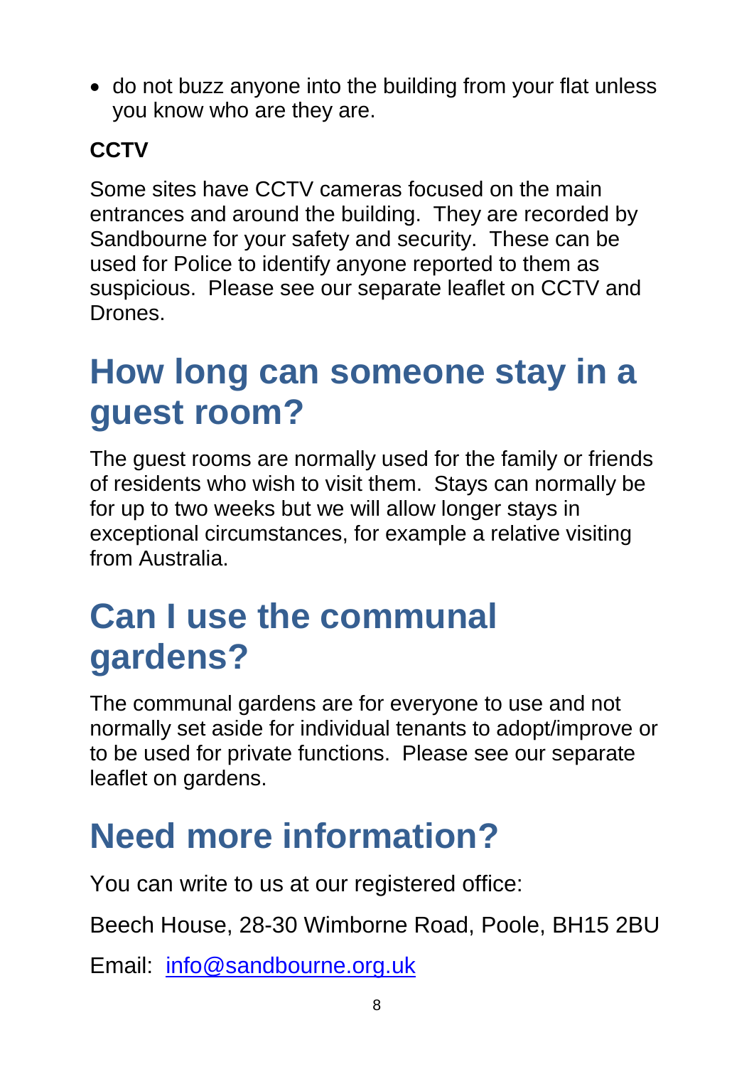- do not buzz anyone into the building from your flat unless you know who are they are.

**CCTV**

Some sites have CCTV cameras focused on the main entrances and around the building. They are recorded by Sandbourne for your safety and security. These can be used for Police to identify anyone reported to them as suspicious. Please see our separate leaflet on CCTV and Drones.

# How long can someone stay in a guest room?

The guest rooms are normally used for the family or friends of residents who wish to visit them. Stays can normally be for up to two weeks but we will allow longer stays in exceptional circumstances, for example a relative visiting from Australia.

# Can I use the communal gardens?

The communal gardens are for everyone to use and not normally set aside for individual tenants to adopt/improve or to be used for private functions. Please see our separate leaflet on gardens.

# Need more information?

You can write to us at our registered office:

Beech House, 28-30 Wimborne Road, Poole, BH15 2BU

Email: info@sandbourne.org.uk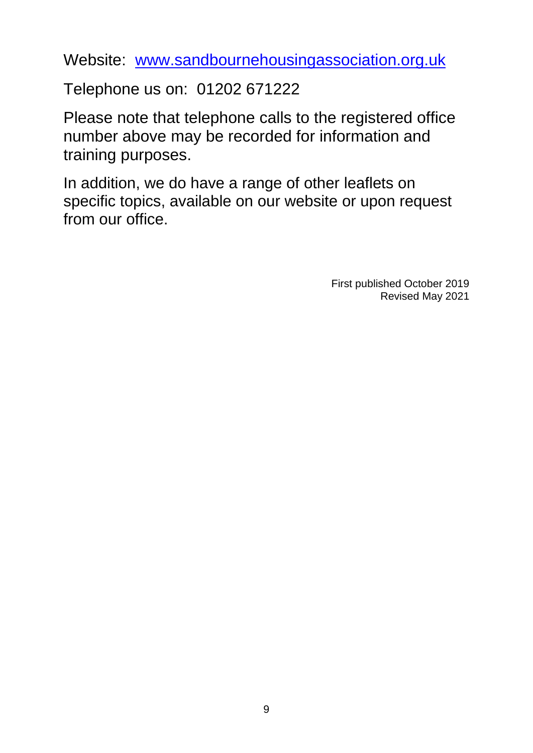Website: [www.sandbournehousingassociation.org.uk](http://www.sandbournehousingassociation.org.uk)

Telephone us on: 01202 671222

Please note that telephone calls to the registered office number above may be recorded for information and training purposes.

In addition, we do have a range of other leaflets on specific topics, available on our website or upon request from our office.

First published October 2019
Revised May 2021